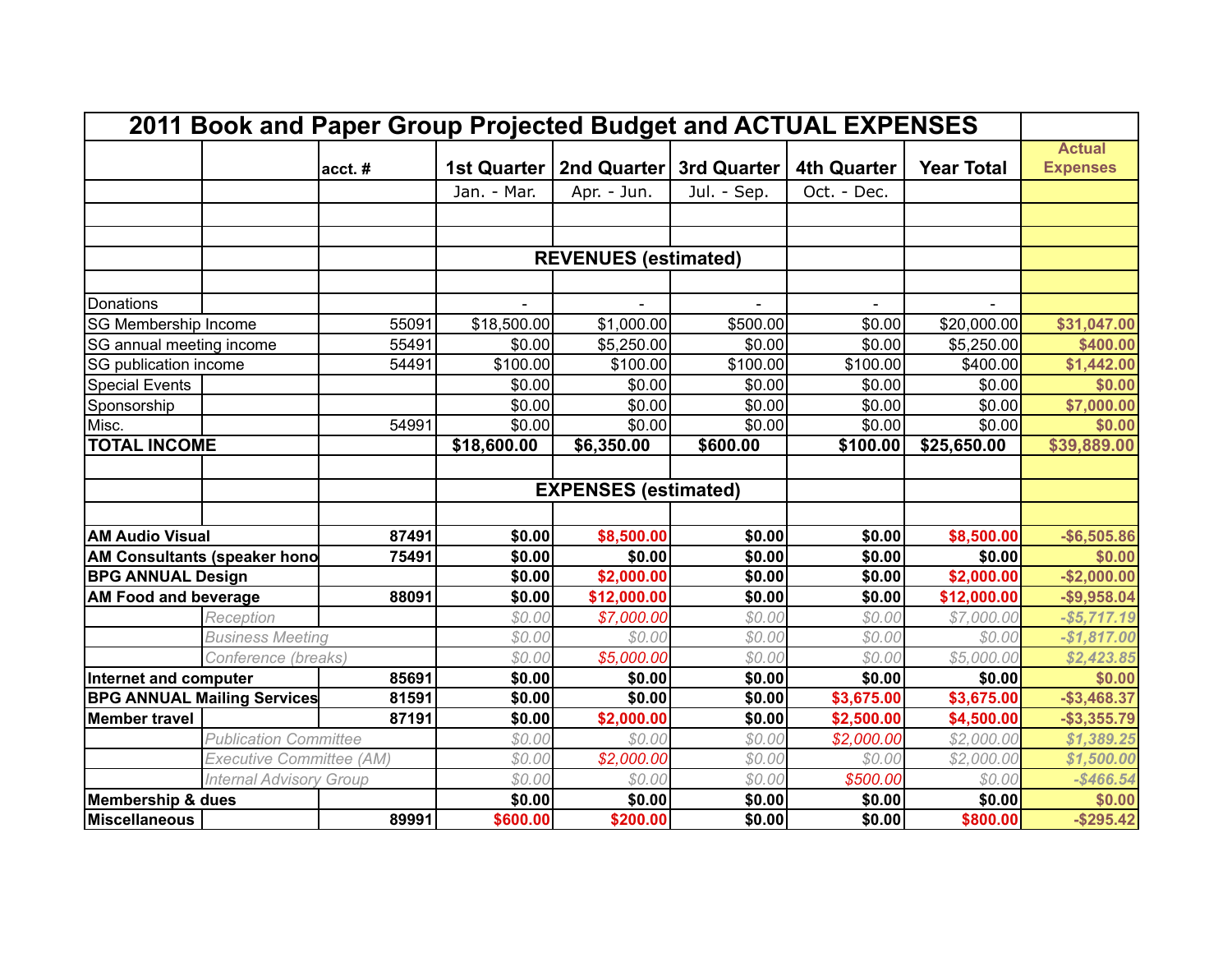# 2011 Book and Paper Group Projected Budget and ACTUAL EXPENSES

| | | acct. # | 1st Quarter | 2nd Quarter | 3rd Quarter | 4th Quarter | Year Total | Actual Expenses |
|---|---|---|---|---|---|---|---|---|
| | | | Jan. - Mar. | Apr. - Jun. | Jul. - Sep. | Oct. - Dec. | | |
| | | | | | | | | |
| | | | | | | | | |
| | | | | **REVENUES (estimated)** | | | | |
| | | | | | | | | |
| Donations | | | - | - | - | - | - | |
| SG Membership Income | | 55091 | $18,500.00 | $1,000.00 | $500.00 | $0.00 | $20,000.00 | **$31,047.00** |
| SG annual meeting income | | 55491 | $0.00 | $5,250.00 | $0.00 | $0.00 | $5,250.00 | **$400.00** |
| SG publication income | | 54491 | $100.00 | $100.00 | $100.00 | $100.00 | $400.00 | **$1,442.00** |
| Special Events | | | $0.00 | $0.00 | $0.00 | $0.00 | $0.00 | **$0.00** |
| Sponsorship | | | $0.00 | $0.00 | $0.00 | $0.00 | $0.00 | **$7,000.00** |
| Misc. | | 54991 | $0.00 | $0.00 | $0.00 | $0.00 | $0.00 | **$0.00** |
| **TOTAL INCOME** | | | **$18,600.00** | **$6,350.00** | **$600.00** | **$100.00** | **$25,650.00** | **$39,889.00** |
| | | | | | | | | |
| | | | | **EXPENSES (estimated)** | | | | |
| | | | | | | | | |
| **AM Audio Visual** | | **87491** | **$0.00** | **$8,500.00** | **$0.00** | **$0.00** | **$8,500.00** | **-$6,505.86** |
| **AM Consultants (speaker hono** | | **75491** | **$0.00** | **$0.00** | **$0.00** | **$0.00** | **$0.00** | **$0.00** |
| **BPG ANNUAL Design** | | | **$0.00** | **$2,000.00** | **$0.00** | **$0.00** | **$2,000.00** | **-$2,000.00** |
| **AM Food and beverage** | | **88091** | **$0.00** | **$12,000.00** | **$0.00** | **$0.00** | **$12,000.00** | **-$9,958.04** |
| | *Reception* | | *$0.00* | *$7,000.00* | *$0.00* | *$0.00* | *$7,000.00* | ***-$5,717.19*** |
| | *Business Meeting* | | *$0.00* | *$0.00* | *$0.00* | *$0.00* | *$0.00* | ***-$1,817.00*** |
| | *Conference (breaks)* | | *$0.00* | *$5,000.00* | *$0.00* | *$0.00* | *$5,000.00* | ***$2,423.85*** |
| **Internet and computer** | | **85691** | **$0.00** | **$0.00** | **$0.00** | **$0.00** | **$0.00** | **$0.00** |
| **BPG ANNUAL Mailing Services** | | **81591** | **$0.00** | **$0.00** | **$0.00** | **$3,675.00** | **$3,675.00** | **-$3,468.37** |
| **Member travel** | | **87191** | **$0.00** | **$2,000.00** | **$0.00** | **$2,500.00** | **$4,500.00** | **-$3,355.79** |
| | *Publication Committee* | | *$0.00* | *$0.00* | *$0.00* | *$2,000.00* | *$2,000.00* | ***$1,389.25*** |
| | *Executive Committee (AM)* | | *$0.00* | *$2,000.00* | *$0.00* | *$0.00* | *$2,000.00* | ***$1,500.00*** |
| | *Internal Advisory Group* | | *$0.00* | *$0.00* | *$0.00* | *$500.00* | *$0.00* | ***-$466.54*** |
| **Membership & dues** | | | **$0.00** | **$0.00** | **$0.00** | **$0.00** | **$0.00** | **$0.00** |
| **Miscellaneous** | | **89991** | **$600.00** | **$200.00** | **$0.00** | **$0.00** | **$800.00** | **-$295.42** |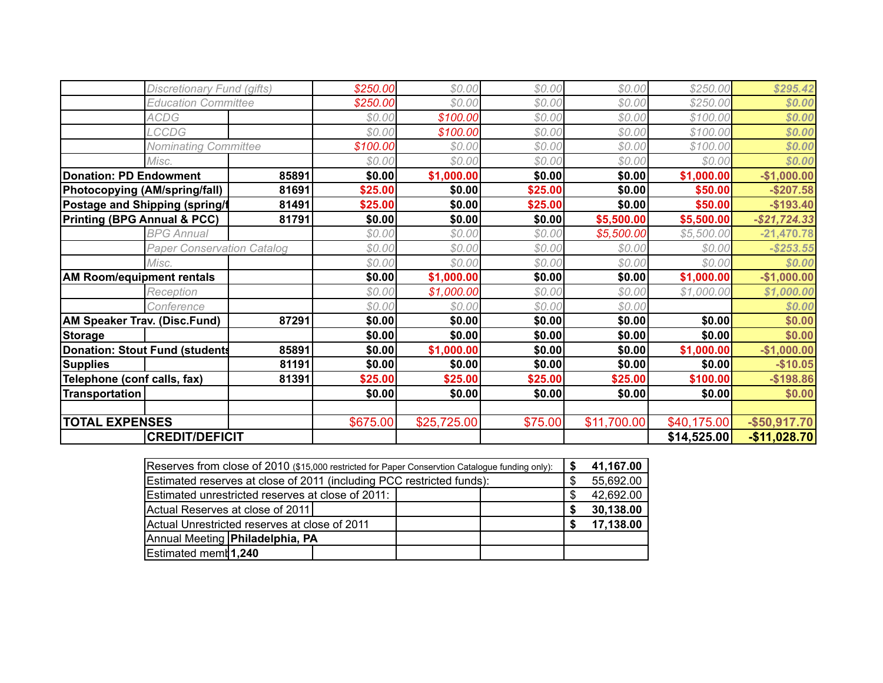| | | | | | | | | | |
|---|---|---|---|---|---|---|---|---|---|
| | *Discretionary Fund (gifts)* | | $250.00 | $0.00 | $0.00 | $0.00 | $250.00 | $295.42 |
| | *Education Committee* | | $250.00 | $0.00 | $0.00 | $0.00 | $250.00 | $0.00 |
| | *ACDG* | | $0.00 | $100.00 | $0.00 | $0.00 | $100.00 | $0.00 |
| | *LCCDG* | | $0.00 | $100.00 | $0.00 | $0.00 | $100.00 | $0.00 |
| | *Nominating Committee* | | $100.00 | $0.00 | $0.00 | $0.00 | $100.00 | $0.00 |
| | *Misc.* | | $0.00 | $0.00 | $0.00 | $0.00 | $0.00 | $0.00 |
| **Donation: PD Endowment** | | **85891** | **$0.00** | **$1,000.00** | **$0.00** | **$0.00** | **$1,000.00** | **-$1,000.00** |
| **Photocopying (AM/spring/fall)** | | **81691** | **$25.00** | **$0.00** | **$25.00** | **$0.00** | **$50.00** | **-$207.58** |
| **Postage and Shipping (spring/f** | | **81491** | **$25.00** | **$0.00** | **$25.00** | **$0.00** | **$50.00** | **-$193.40** |
| **Printing (BPG Annual & PCC)** | | **81791** | **$0.00** | **$0.00** | **$0.00** | **$5,500.00** | **$5,500.00** | ***-$21,724.33*** |
| | *BPG Annual* | | $0.00 | $0.00 | $0.00 | $5,500.00 | $5,500.00 | -21,470.78 |
| | *Paper Conservation Catalog* | | $0.00 | $0.00 | $0.00 | $0.00 | $0.00 | -$253.55 |
| | *Misc.* | | $0.00 | $0.00 | $0.00 | $0.00 | $0.00 | $0.00 |
| **AM Room/equipment rentals** | | | **$0.00** | **$1,000.00** | **$0.00** | **$0.00** | **$1,000.00** | **-$1,000.00** |
| | *Reception* | | $0.00 | $1,000.00 | $0.00 | $0.00 | $1,000.00 | $1,000.00 |
| | *Conference* | | $0.00 | $0.00 | $0.00 | $0.00 | | $0.00 |
| **AM Speaker Trav. (Disc.Fund)** | | **87291** | **$0.00** | **$0.00** | **$0.00** | **$0.00** | **$0.00** | **$0.00** |
| **Storage** | | | **$0.00** | **$0.00** | **$0.00** | **$0.00** | **$0.00** | **$0.00** |
| **Donation: Stout Fund (students** | | **85891** | **$0.00** | **$1,000.00** | **$0.00** | **$0.00** | **$1,000.00** | **-$1,000.00** |
| **Supplies** | | **81191** | **$0.00** | **$0.00** | **$0.00** | **$0.00** | **$0.00** | **-$10.05** |
| **Telephone (conf calls, fax)** | | **81391** | **$25.00** | **$25.00** | **$25.00** | **$25.00** | **$100.00** | **-$198.86** |
| **Transportation** | | | **$0.00** | **$0.00** | **$0.00** | **$0.00** | **$0.00** | **$0.00** |
| | | | | | | | | |
| **TOTAL EXPENSES** | | | $675.00 | $25,725.00 | $75.00 | $11,700.00 | $40,175.00 | **-$50,917.70** |
| | **CREDIT/DEFICIT** | | | | | | **$14,525.00** | **-$11,028.70** |

| | | | | |
|---|---|---|---|---|
| Reserves from close of 2010 ($15,000 restricted for Paper Conservtion Catalogue funding only): | | | | **$ 41,167.00** |
| Estimated reserves at close of 2011 (including PCC restricted funds): | | | | $ 55,692.00 |
| Estimated unrestricted reserves at close of 2011: | | | | $ 42,692.00 |
| Actual Reserves at close of 2011 | | | | **$ 30,138.00** |
| Actual Unrestricted reserves at close of 2011 | | | | **$ 17,138.00** |
| Annual Meeting | **Philadelphia, PA** | | | |
| Estimated memb | **1,240** | | | |